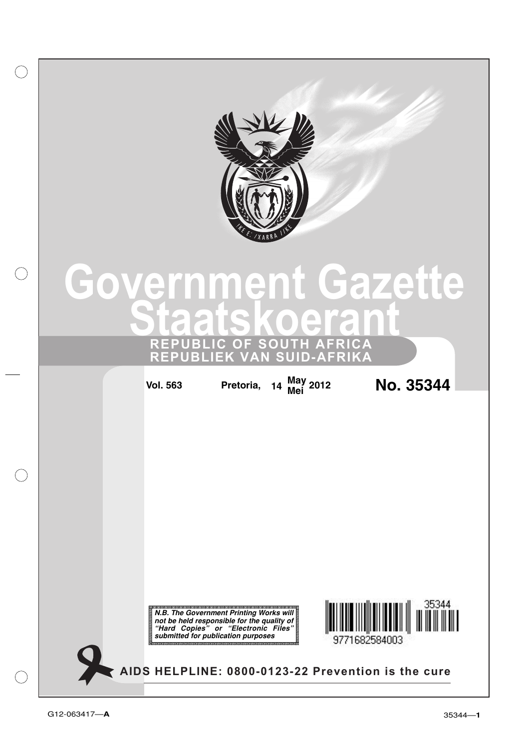# Government Gazette
# Staatskoerant

## REPUBLIC OF SOUTH AFRICA
## REPUBLIEK VAN SUID-AFRIKA

**Vol. 563** **Pretoria, 14 May/Mei 2012** **No. 35344**

***N.B. The Government Printing Works will not be held responsible for the quality of "Hard Copies" or "Electronic Files" submitted for publication purposes***

35344

9771682584003

**AIDS HELPLINE: 0800-0123-22 Prevention is the cure**

G12-063417—**A**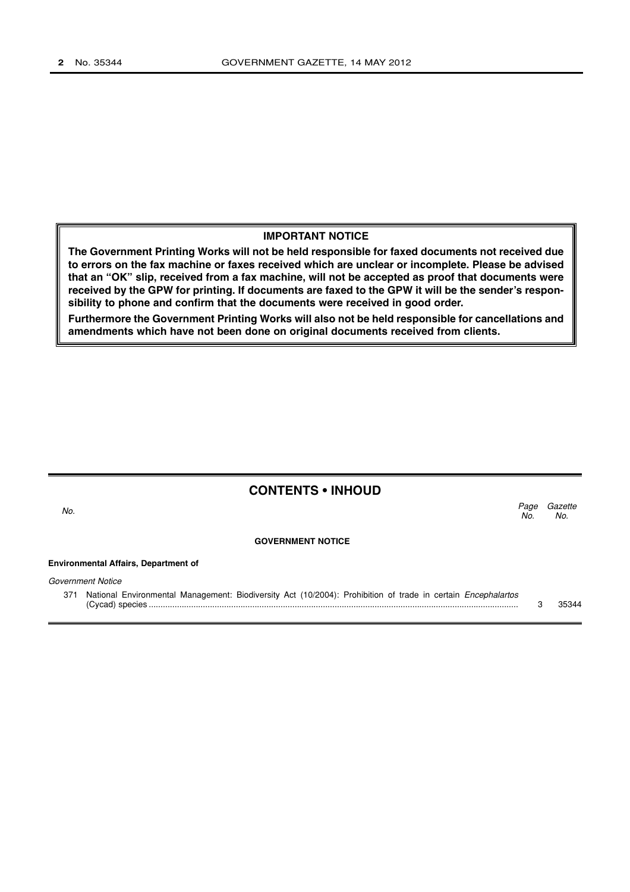## IMPORTANT NOTICE

**The Government Printing Works will not be held responsible for faxed documents not received due to errors on the fax machine or faxes received which are unclear or incomplete. Please be advised that an "OK" slip, received from a fax machine, will not be accepted as proof that documents were received by the GPW for printing. If documents are faxed to the GPW it will be the sender's responsibility to phone and confirm that the documents were received in good order.**

**Furthermore the Government Printing Works will also not be held responsible for cancellations and amendments which have not been done on original documents received from clients.**

## CONTENTS • INHOUD

| *No.* | | *Page No.* | *Gazette No.* |
|---|---|---|---|
| | **GOVERNMENT NOTICE** | | |
| | **Environmental Affairs, Department of** | | |
| | *Government Notice* | | |
| 371 | National Environmental Management: Biodiversity Act (10/2004): Prohibition of trade in certain *Encephalartos* (Cycad) species | 3 | 35344 |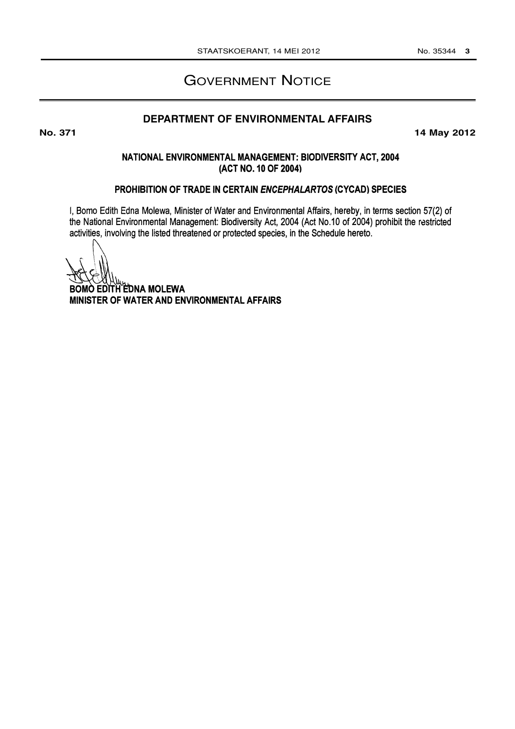# Government Notice

## DEPARTMENT OF ENVIRONMENTAL AFFAIRS

**No. 371** **14 May 2012**

### NATIONAL ENVIRONMENTAL MANAGEMENT: BIODIVERSITY ACT, 2004 (ACT NO. 10 OF 2004)

### PROHIBITION OF TRADE IN CERTAIN *ENCEPHALARTOS* (CYCAD) SPECIES

I, Bomo Edith Edna Molewa, Minister of Water and Environmental Affairs, hereby, in terms section 57(2) of the National Environmental Management: Biodiversity Act, 2004 (Act No.10 of 2004) prohibit the restricted activities, involving the listed threatened or protected species, in the Schedule hereto.

**BOMO EDITH EDNA MOLEWA**
**MINISTER OF WATER AND ENVIRONMENTAL AFFAIRS**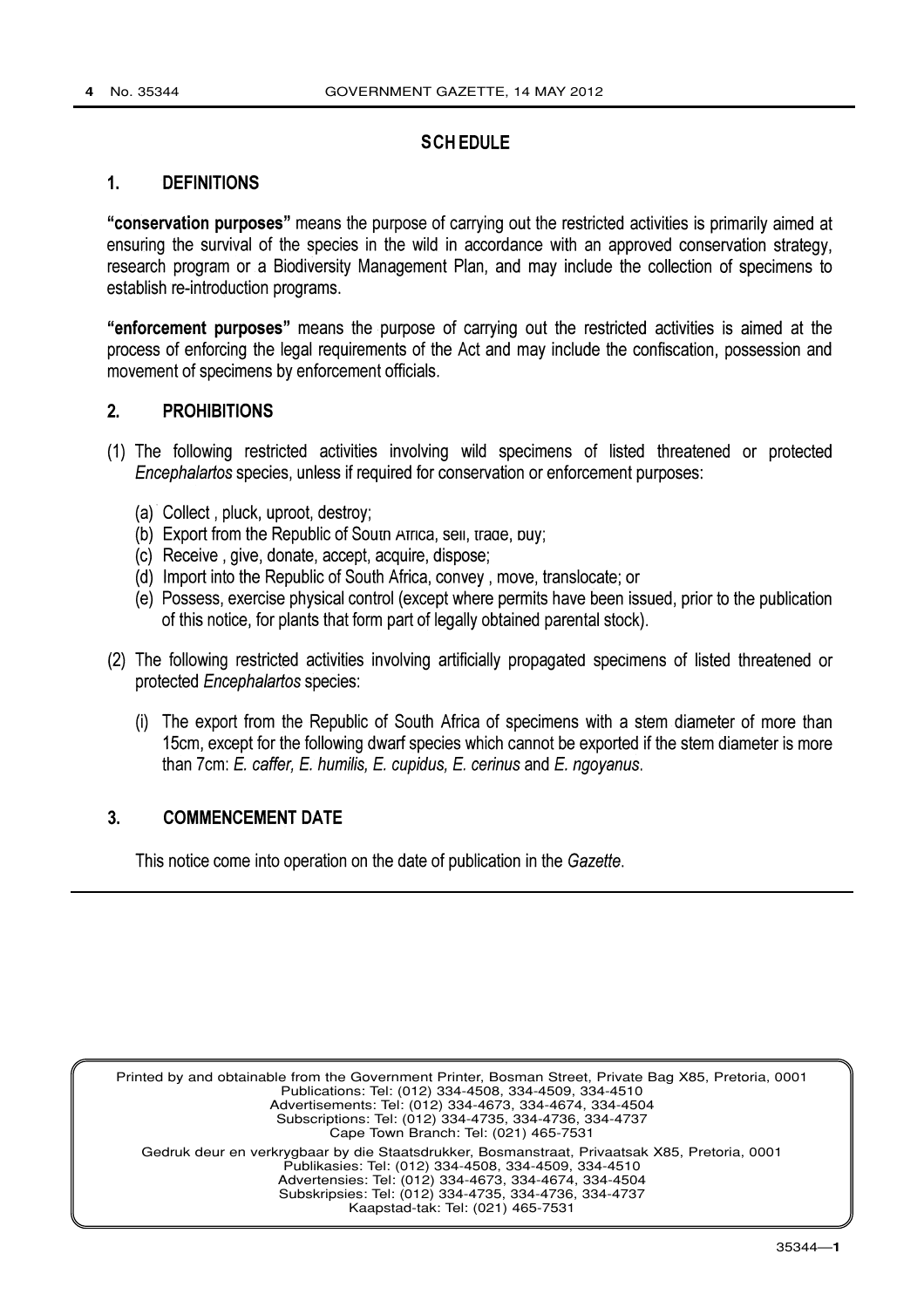# SCHEDULE

## 1. DEFINITIONS

**"conservation purposes"** means the purpose of carrying out the restricted activities is primarily aimed at ensuring the survival of the species in the wild in accordance with an approved conservation strategy, research program or a Biodiversity Management Plan, and may include the collection of specimens to establish re-introduction programs.

**"enforcement purposes"** means the purpose of carrying out the restricted activities is aimed at the process of enforcing the legal requirements of the Act and may include the confiscation, possession and movement of specimens by enforcement officials.

## 2. PROHIBITIONS

(1) The following restricted activities involving wild specimens of listed threatened or protected *Encephalartos* species, unless if required for conservation or enforcement purposes:

   (a) Collect , pluck, uproot, destroy;
   (b) Export from the Republic of South Africa, sell, trade, buy;
   (c) Receive , give, donate, accept, acquire, dispose;
   (d) Import into the Republic of South Africa, convey , move, translocate; or
   (e) Possess, exercise physical control (except where permits have been issued, prior to the publication of this notice, for plants that form part of legally obtained parental stock).

(2) The following restricted activities involving artificially propagated specimens of listed threatened or protected *Encephalartos* species:

   (i) The export from the Republic of South Africa of specimens with a stem diameter of more than 15cm, except for the following dwarf species which cannot be exported if the stem diameter is more than 7cm: *E. caffer, E. humilis, E. cupidus, E. cerinus* and *E. ngoyanus*.

## 3. COMMENCEMENT DATE

This notice come into operation on the date of publication in the *Gazette*.

---

Printed by and obtainable from the Government Printer, Bosman Street, Private Bag X85, Pretoria, 0001
Publications: Tel: (012) 334-4508, 334-4509, 334-4510
Advertisements: Tel: (012) 334-4673, 334-4674, 334-4504
Subscriptions: Tel: (012) 334-4735, 334-4736, 334-4737
Cape Town Branch: Tel: (021) 465-7531

Gedruk deur en verkrygbaar by die Staatsdrukker, Bosmanstraat, Privaatsak X85, Pretoria, 0001
Publikasies: Tel: (012) 334-4508, 334-4509, 334-4510
Advertensies: Tel: (012) 334-4673, 334-4674, 334-4504
Subskripsies: Tel: (012) 334-4735, 334-4736, 334-4737
Kaapstad-tak: Tel: (021) 465-7531